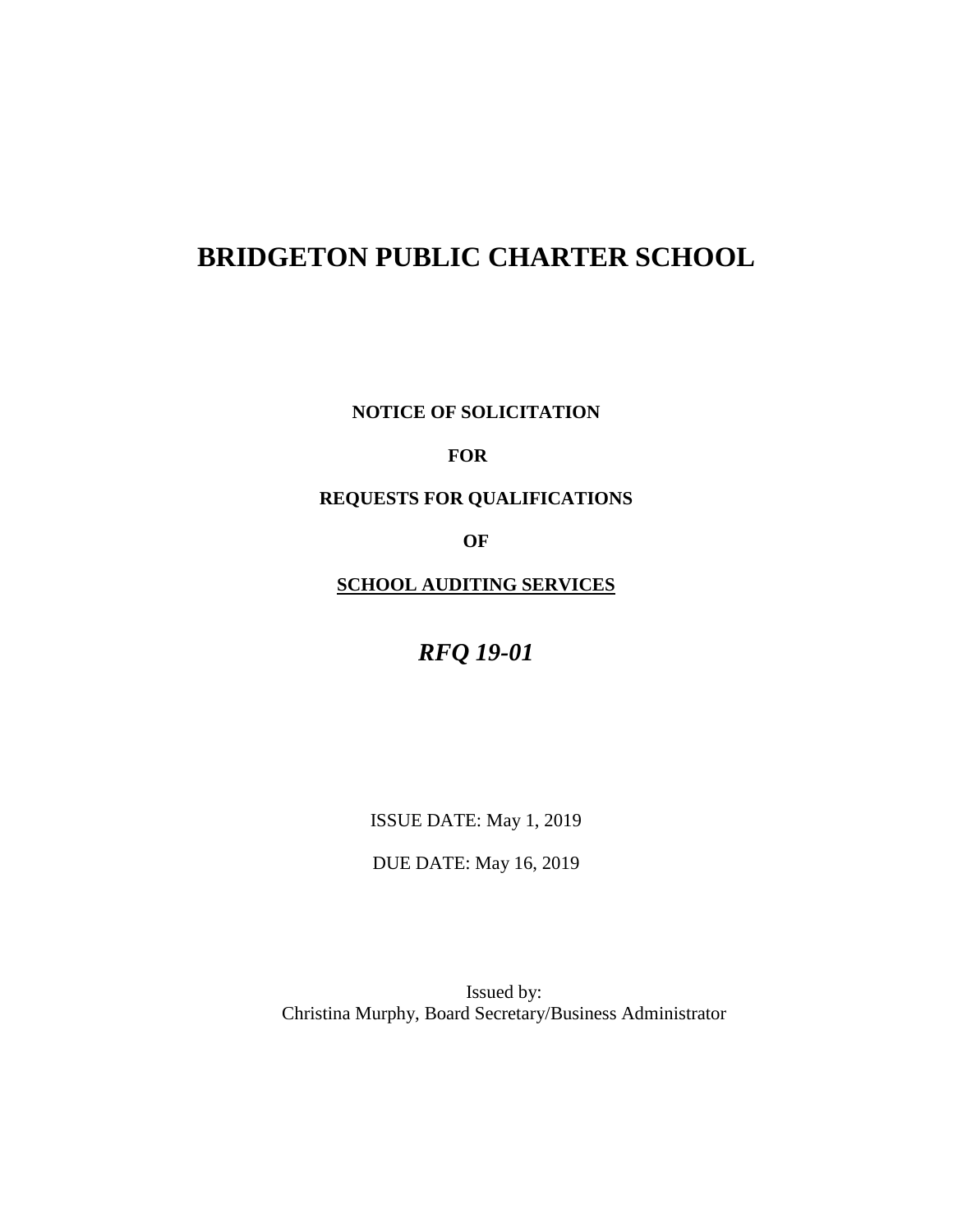# BRIDGETON PUBLIC CHARTER SCHOOL

**NOTICE OF SOLICITATION**

**FOR**

**REQUESTS FOR QUALIFICATIONS**

**OF**

**SCHOOL AUDITING SERVICES**

***RFQ 19-01***

ISSUE DATE: May 1, 2019

DUE DATE: May 16, 2019

Issued by:
Christina Murphy, Board Secretary/Business Administrator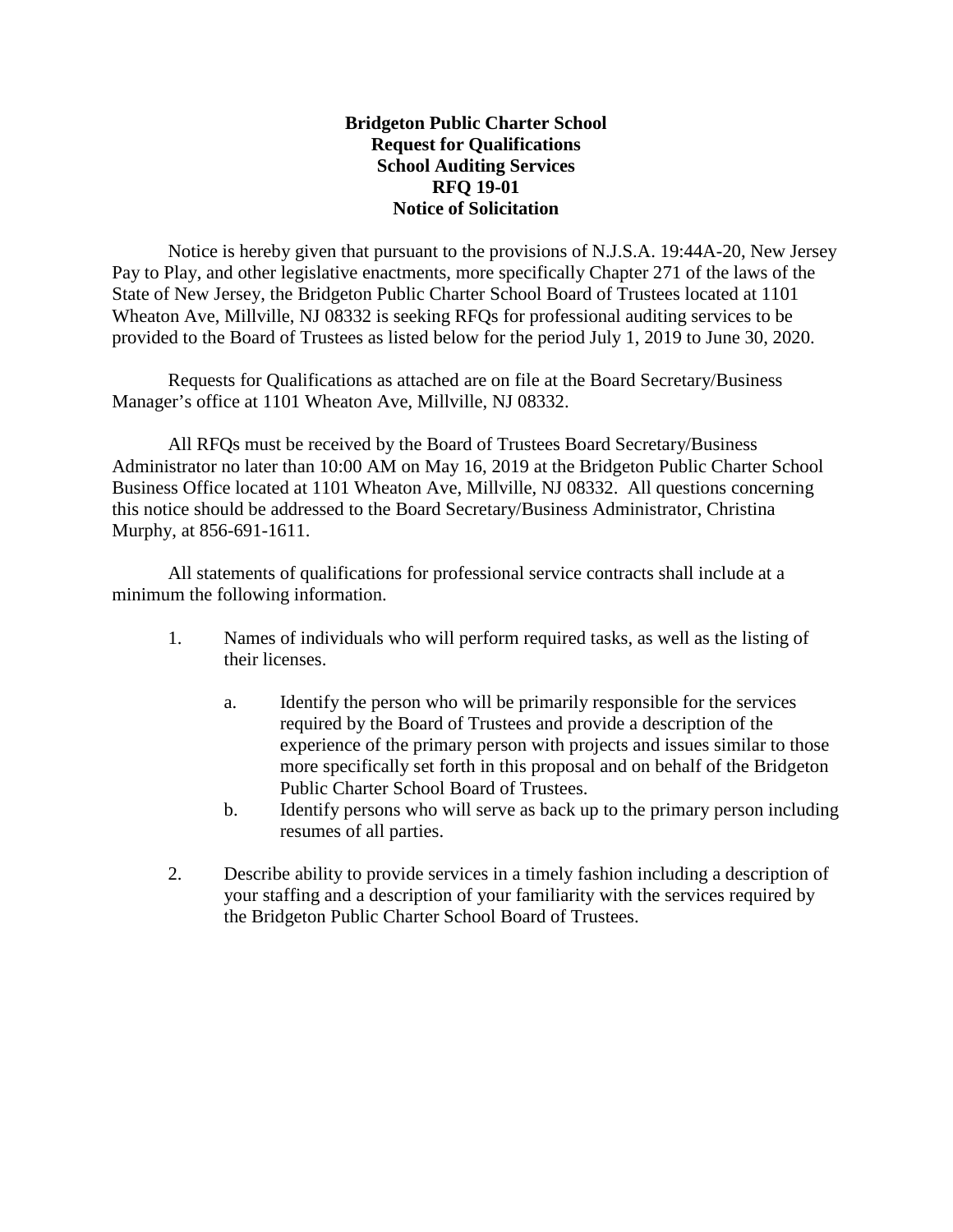**Bridgeton Public Charter School**
**Request for Qualifications**
**School Auditing Services**
**RFQ 19-01**
**Notice of Solicitation**

Notice is hereby given that pursuant to the provisions of N.J.S.A. 19:44A-20, New Jersey Pay to Play, and other legislative enactments, more specifically Chapter 271 of the laws of the State of New Jersey, the Bridgeton Public Charter School Board of Trustees located at 1101 Wheaton Ave, Millville, NJ 08332 is seeking RFQs for professional auditing services to be provided to the Board of Trustees as listed below for the period July 1, 2019 to June 30, 2020.

Requests for Qualifications as attached are on file at the Board Secretary/Business Manager's office at 1101 Wheaton Ave, Millville, NJ 08332.

All RFQs must be received by the Board of Trustees Board Secretary/Business Administrator no later than 10:00 AM on May 16, 2019 at the Bridgeton Public Charter School Business Office located at 1101 Wheaton Ave, Millville, NJ 08332. All questions concerning this notice should be addressed to the Board Secretary/Business Administrator, Christina Murphy, at 856-691-1611.

All statements of qualifications for professional service contracts shall include at a minimum the following information.

1. Names of individuals who will perform required tasks, as well as the listing of their licenses.

   a. Identify the person who will be primarily responsible for the services required by the Board of Trustees and provide a description of the experience of the primary person with projects and issues similar to those more specifically set forth in this proposal and on behalf of the Bridgeton Public Charter School Board of Trustees.

   b. Identify persons who will serve as back up to the primary person including resumes of all parties.

2. Describe ability to provide services in a timely fashion including a description of your staffing and a description of your familiarity with the services required by the Bridgeton Public Charter School Board of Trustees.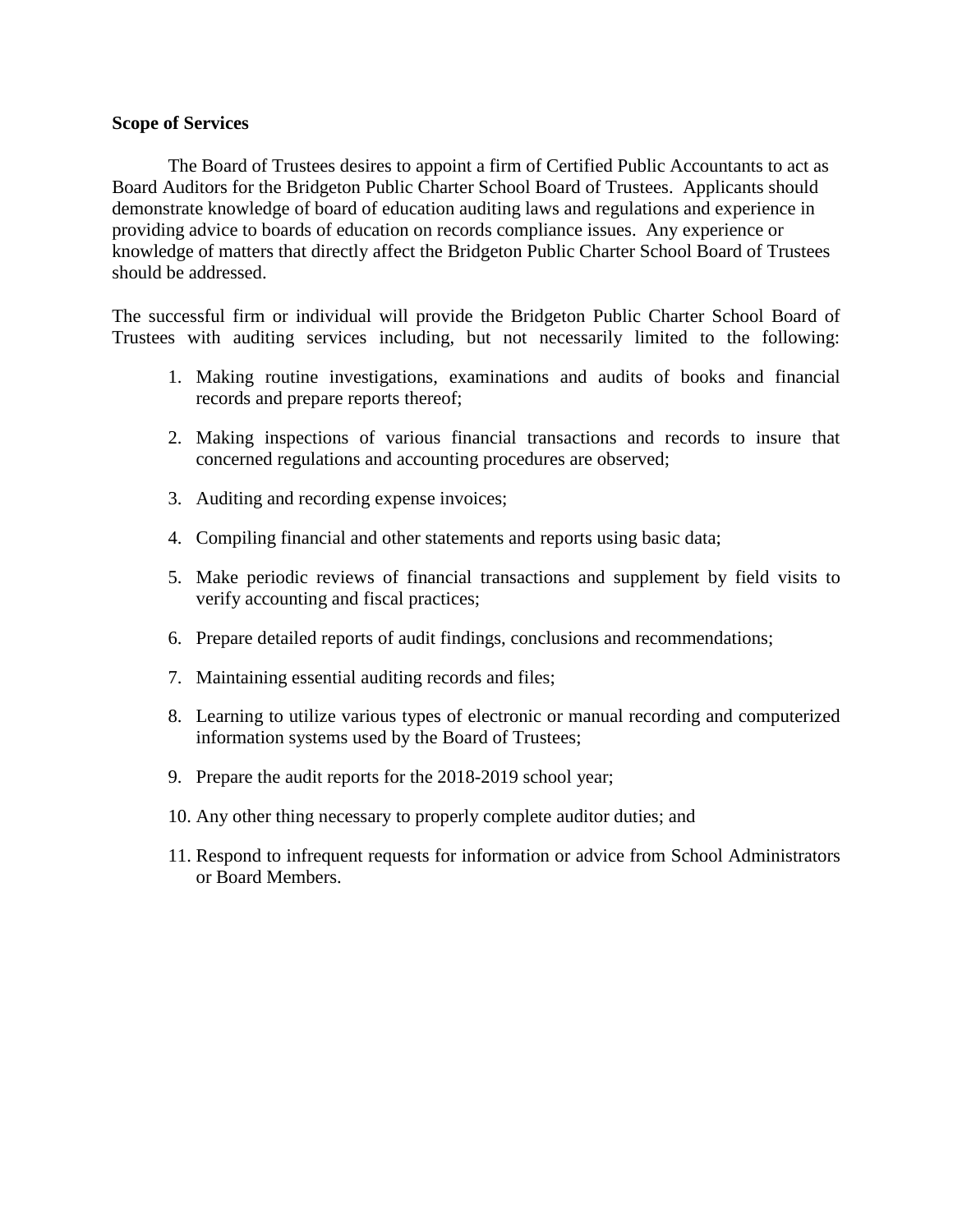**Scope of Services**

The Board of Trustees desires to appoint a firm of Certified Public Accountants to act as Board Auditors for the Bridgeton Public Charter School Board of Trustees. Applicants should demonstrate knowledge of board of education auditing laws and regulations and experience in providing advice to boards of education on records compliance issues. Any experience or knowledge of matters that directly affect the Bridgeton Public Charter School Board of Trustees should be addressed.

The successful firm or individual will provide the Bridgeton Public Charter School Board of Trustees with auditing services including, but not necessarily limited to the following:

1. Making routine investigations, examinations and audits of books and financial records and prepare reports thereof;

2. Making inspections of various financial transactions and records to insure that concerned regulations and accounting procedures are observed;

3. Auditing and recording expense invoices;

4. Compiling financial and other statements and reports using basic data;

5. Make periodic reviews of financial transactions and supplement by field visits to verify accounting and fiscal practices;

6. Prepare detailed reports of audit findings, conclusions and recommendations;

7. Maintaining essential auditing records and files;

8. Learning to utilize various types of electronic or manual recording and computerized information systems used by the Board of Trustees;

9. Prepare the audit reports for the 2018-2019 school year;

10. Any other thing necessary to properly complete auditor duties; and

11. Respond to infrequent requests for information or advice from School Administrators or Board Members.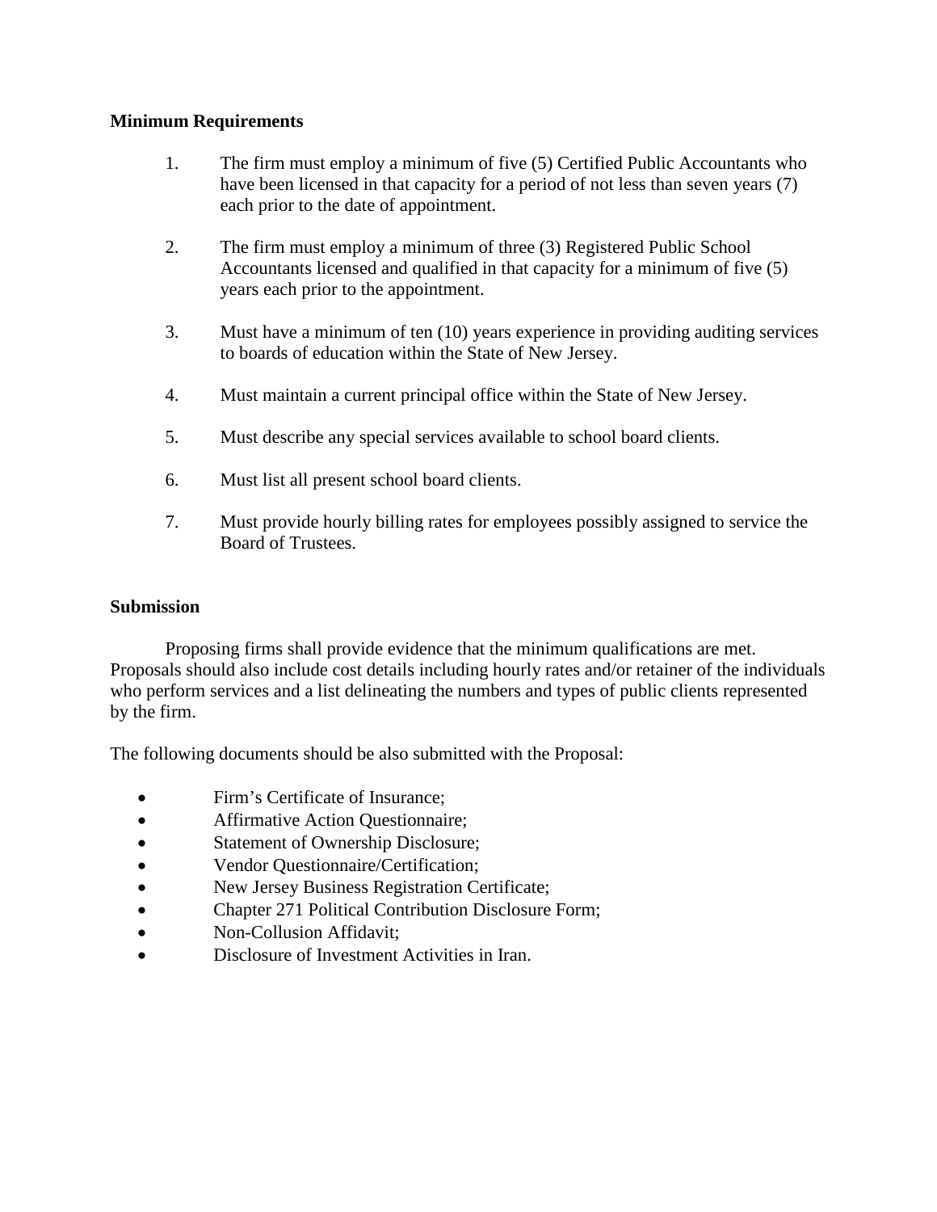**Minimum Requirements**

1. The firm must employ a minimum of five (5) Certified Public Accountants who have been licensed in that capacity for a period of not less than seven years (7) each prior to the date of appointment.

2. The firm must employ a minimum of three (3) Registered Public School Accountants licensed and qualified in that capacity for a minimum of five (5) years each prior to the appointment.

3. Must have a minimum of ten (10) years experience in providing auditing services to boards of education within the State of New Jersey.

4. Must maintain a current principal office within the State of New Jersey.

5. Must describe any special services available to school board clients.

6. Must list all present school board clients.

7. Must provide hourly billing rates for employees possibly assigned to service the Board of Trustees.

**Submission**

Proposing firms shall provide evidence that the minimum qualifications are met. Proposals should also include cost details including hourly rates and/or retainer of the individuals who perform services and a list delineating the numbers and types of public clients represented by the firm.

The following documents should be also submitted with the Proposal:

- Firm's Certificate of Insurance;
- Affirmative Action Questionnaire;
- Statement of Ownership Disclosure;
- Vendor Questionnaire/Certification;
- New Jersey Business Registration Certificate;
- Chapter 271 Political Contribution Disclosure Form;
- Non-Collusion Affidavit;
- Disclosure of Investment Activities in Iran.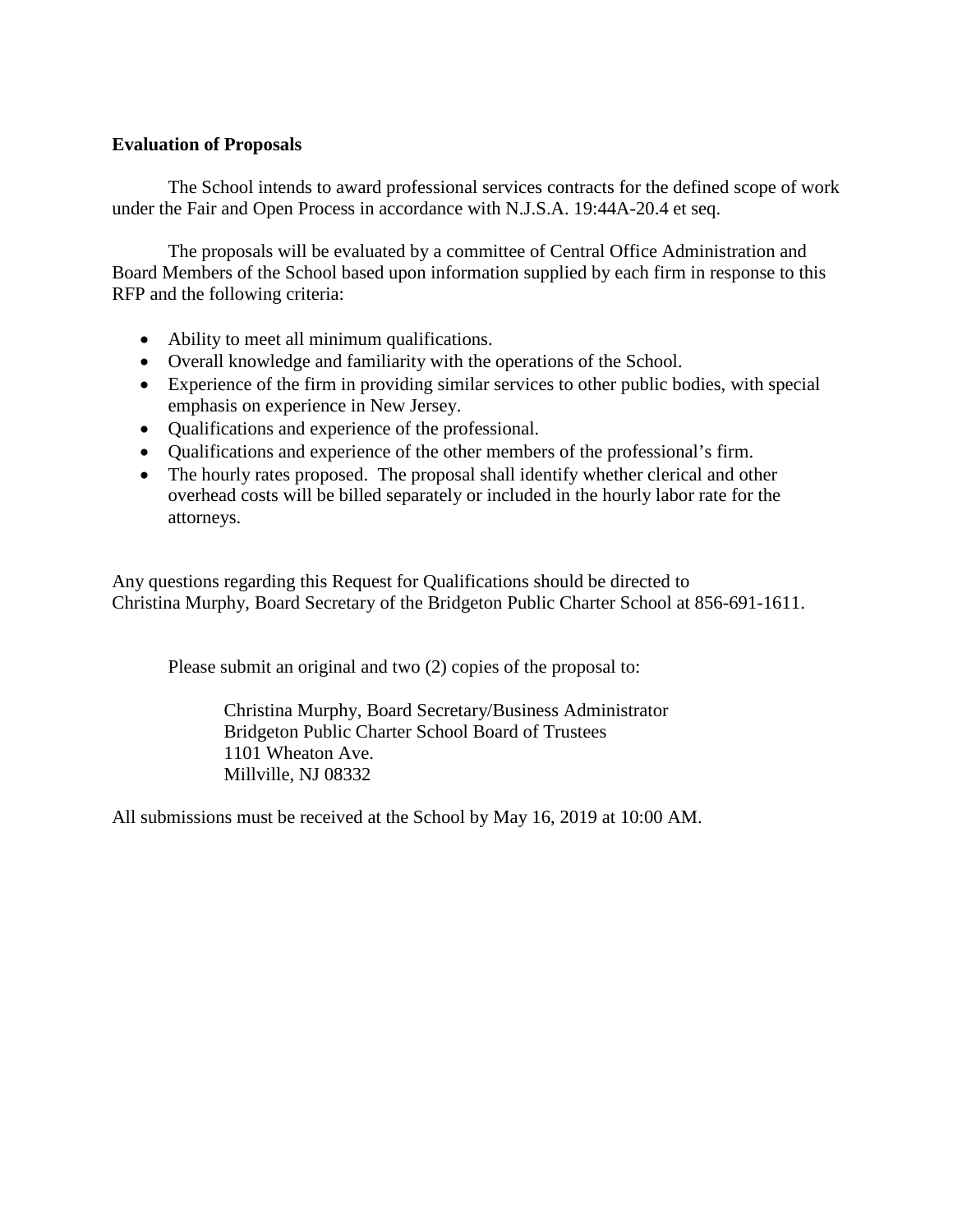**Evaluation of Proposals**

The School intends to award professional services contracts for the defined scope of work under the Fair and Open Process in accordance with N.J.S.A. 19:44A-20.4 et seq.

The proposals will be evaluated by a committee of Central Office Administration and Board Members of the School based upon information supplied by each firm in response to this RFP and the following criteria:

- Ability to meet all minimum qualifications.
- Overall knowledge and familiarity with the operations of the School.
- Experience of the firm in providing similar services to other public bodies, with special emphasis on experience in New Jersey.
- Qualifications and experience of the professional.
- Qualifications and experience of the other members of the professional's firm.
- The hourly rates proposed. The proposal shall identify whether clerical and other overhead costs will be billed separately or included in the hourly labor rate for the attorneys.

Any questions regarding this Request for Qualifications should be directed to Christina Murphy, Board Secretary of the Bridgeton Public Charter School at 856-691-1611.

Please submit an original and two (2) copies of the proposal to:

Christina Murphy, Board Secretary/Business Administrator
Bridgeton Public Charter School Board of Trustees
1101 Wheaton Ave.
Millville, NJ 08332

All submissions must be received at the School by May 16, 2019 at 10:00 AM.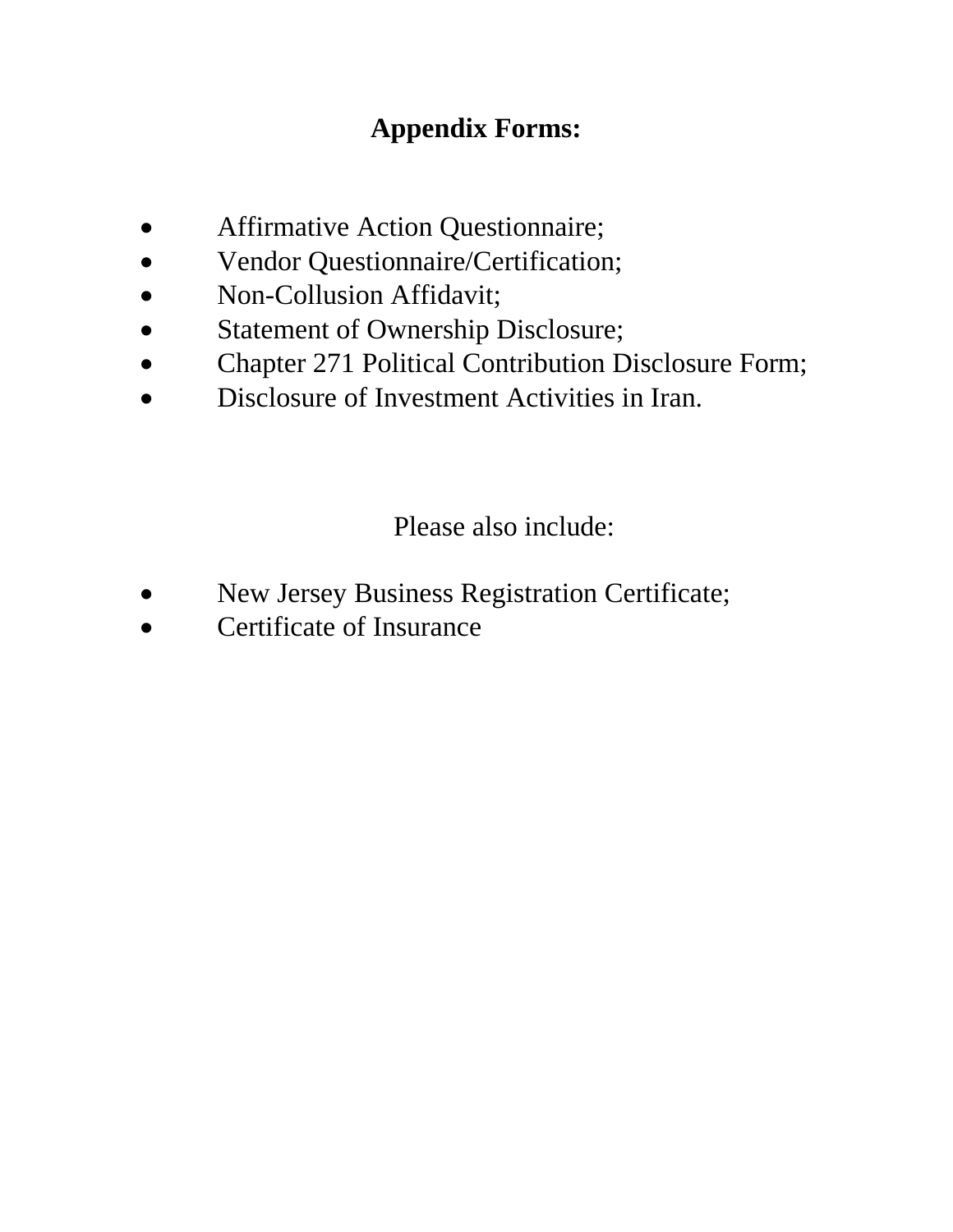**Appendix Forms:**

- Affirmative Action Questionnaire;
- Vendor Questionnaire/Certification;
- Non-Collusion Affidavit;
- Statement of Ownership Disclosure;
- Chapter 271 Political Contribution Disclosure Form;
- Disclosure of Investment Activities in Iran.

Please also include:

- New Jersey Business Registration Certificate;
- Certificate of Insurance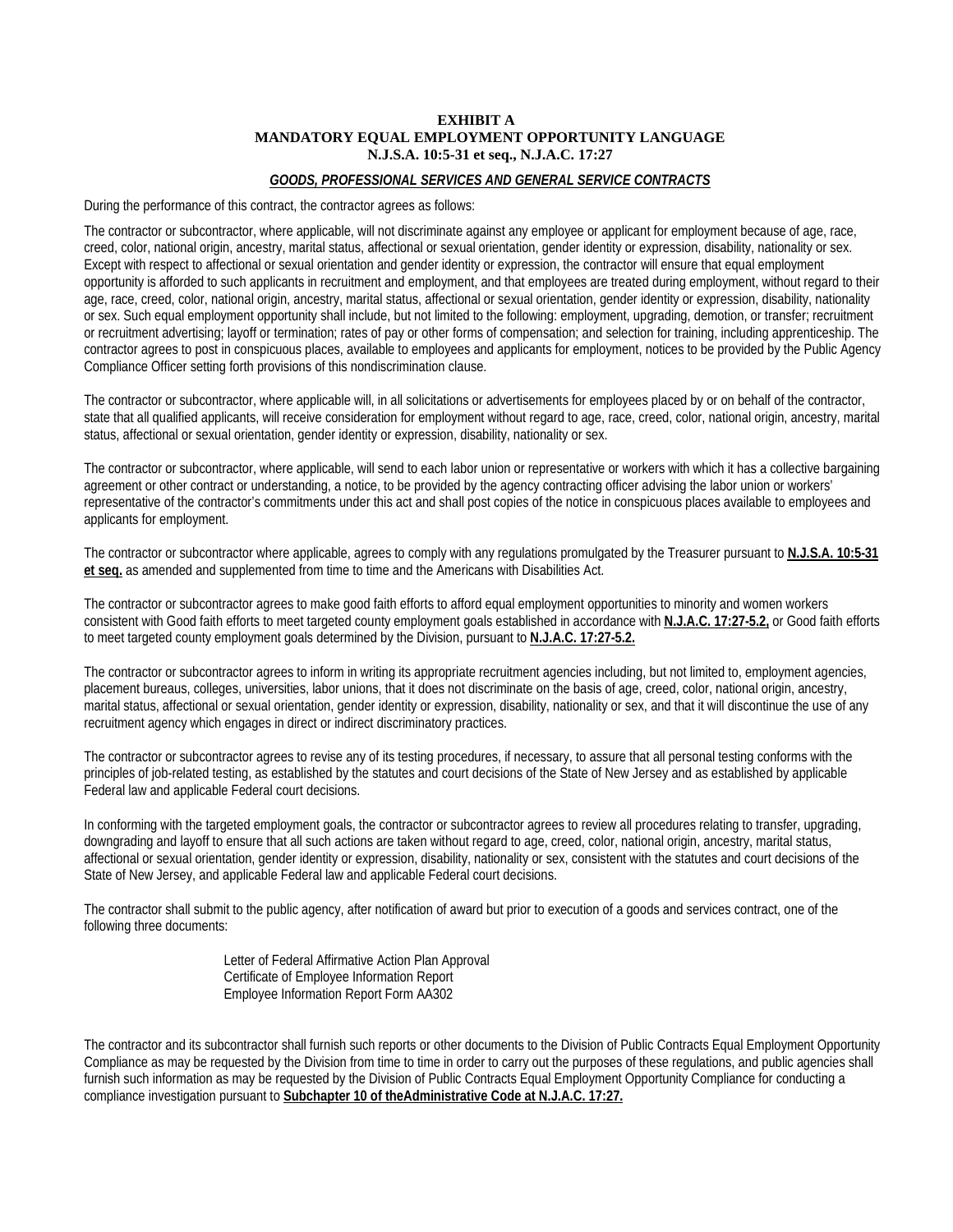**EXHIBIT A**
**MANDATORY EQUAL EMPLOYMENT OPPORTUNITY LANGUAGE**
**N.J.S.A. 10:5-31 et seq., N.J.A.C. 17:27**

***GOODS, PROFESSIONAL SERVICES AND GENERAL SERVICE CONTRACTS***

During the performance of this contract, the contractor agrees as follows:

The contractor or subcontractor, where applicable, will not discriminate against any employee or applicant for employment because of age, race, creed, color, national origin, ancestry, marital status, affectional or sexual orientation, gender identity or expression, disability, nationality or sex. Except with respect to affectional or sexual orientation and gender identity or expression, the contractor will ensure that equal employment opportunity is afforded to such applicants in recruitment and employment, and that employees are treated during employment, without regard to their age, race, creed, color, national origin, ancestry, marital status, affectional or sexual orientation, gender identity or expression, disability, nationality or sex. Such equal employment opportunity shall include, but not limited to the following: employment, upgrading, demotion, or transfer; recruitment or recruitment advertising; layoff or termination; rates of pay or other forms of compensation; and selection for training, including apprenticeship. The contractor agrees to post in conspicuous places, available to employees and applicants for employment, notices to be provided by the Public Agency Compliance Officer setting forth provisions of this nondiscrimination clause.

The contractor or subcontractor, where applicable will, in all solicitations or advertisements for employees placed by or on behalf of the contractor, state that all qualified applicants, will receive consideration for employment without regard to age, race, creed, color, national origin, ancestry, marital status, affectional or sexual orientation, gender identity or expression, disability, nationality or sex.

The contractor or subcontractor, where applicable, will send to each labor union or representative or workers with which it has a collective bargaining agreement or other contract or understanding, a notice, to be provided by the agency contracting officer advising the labor union or workers' representative of the contractor's commitments under this act and shall post copies of the notice in conspicuous places available to employees and applicants for employment.

The contractor or subcontractor where applicable, agrees to comply with any regulations promulgated by the Treasurer pursuant to **N.J.S.A. 10:5-31 et seq.** as amended and supplemented from time to time and the Americans with Disabilities Act.

The contractor or subcontractor agrees to make good faith efforts to afford equal employment opportunities to minority and women workers consistent with Good faith efforts to meet targeted county employment goals established in accordance with **N.J.A.C. 17:27-5.2,** or Good faith efforts to meet targeted county employment goals determined by the Division, pursuant to **N.J.A.C. 17:27-5.2.**

The contractor or subcontractor agrees to inform in writing its appropriate recruitment agencies including, but not limited to, employment agencies, placement bureaus, colleges, universities, labor unions, that it does not discriminate on the basis of age, creed, color, national origin, ancestry, marital status, affectional or sexual orientation, gender identity or expression, disability, nationality or sex, and that it will discontinue the use of any recruitment agency which engages in direct or indirect discriminatory practices.

The contractor or subcontractor agrees to revise any of its testing procedures, if necessary, to assure that all personal testing conforms with the principles of job-related testing, as established by the statutes and court decisions of the State of New Jersey and as established by applicable Federal law and applicable Federal court decisions.

In conforming with the targeted employment goals, the contractor or subcontractor agrees to review all procedures relating to transfer, upgrading, downgrading and layoff to ensure that all such actions are taken without regard to age, creed, color, national origin, ancestry, marital status, affectional or sexual orientation, gender identity or expression, disability, nationality or sex, consistent with the statutes and court decisions of the State of New Jersey, and applicable Federal law and applicable Federal court decisions.

The contractor shall submit to the public agency, after notification of award but prior to execution of a goods and services contract, one of the following three documents:

Letter of Federal Affirmative Action Plan Approval
Certificate of Employee Information Report
Employee Information Report Form AA302

The contractor and its subcontractor shall furnish such reports or other documents to the Division of Public Contracts Equal Employment Opportunity Compliance as may be requested by the Division from time to time in order to carry out the purposes of these regulations, and public agencies shall furnish such information as may be requested by the Division of Public Contracts Equal Employment Opportunity Compliance for conducting a compliance investigation pursuant to **Subchapter 10 of theAdministrative Code at N.J.A.C. 17:27.**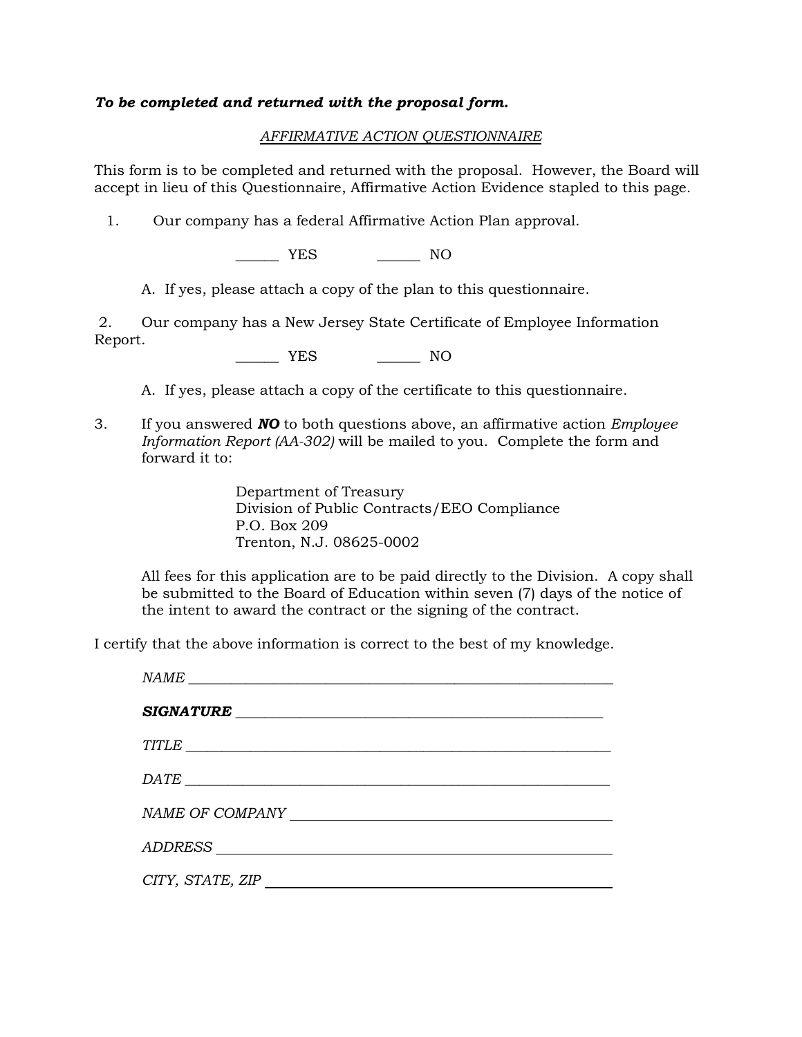***To be completed and returned with the proposal form.***

*AFFIRMATIVE ACTION QUESTIONNAIRE*

This form is to be completed and returned with the proposal. However, the Board will accept in lieu of this Questionnaire, Affirmative Action Evidence stapled to this page.

1. Our company has a federal Affirmative Action Plan approval.

   ______ YES ______ NO

   A. If yes, please attach a copy of the plan to this questionnaire.

2. Our company has a New Jersey State Certificate of Employee Information Report.

   ______ YES ______ NO

   A. If yes, please attach a copy of the certificate to this questionnaire.

3. If you answered ***NO*** to both questions above, an affirmative action *Employee Information Report (AA-302)* will be mailed to you. Complete the form and forward it to:

   Department of Treasury
   Division of Public Contracts/EEO Compliance
   P.O. Box 209
   Trenton, N.J. 08625-0002

   All fees for this application are to be paid directly to the Division. A copy shall be submitted to the Board of Education within seven (7) days of the notice of the intent to award the contract or the signing of the contract.

I certify that the above information is correct to the best of my knowledge.

*NAME* ____________________________________________

***SIGNATURE*** ____________________________________________

*TITLE* ____________________________________________

*DATE* ____________________________________________

*NAME OF COMPANY* ____________________________________________

*ADDRESS* ____________________________________________

*CITY, STATE, ZIP* ____________________________________________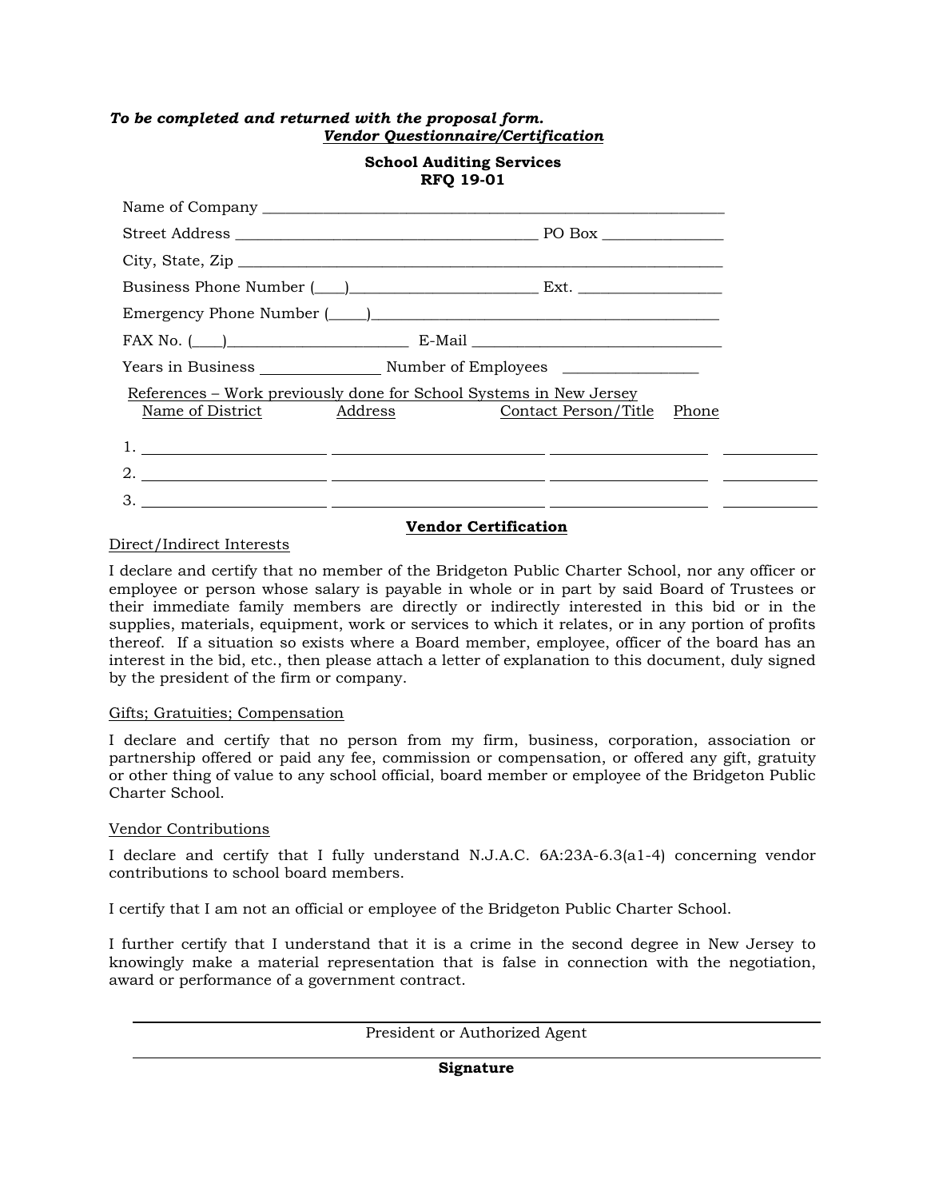***To be completed and returned with the proposal form.***
***Vendor Questionnaire/Certification***

**School Auditing Services**
**RFQ 19-01**

Name of Company ____________________________________________________________

Street Address ________________________________________ PO Box _______________

City, State, Zip _______________________________________________________________

Business Phone Number (___)________________________ Ext. _________________

Emergency Phone Number (_____)__________________________________________

FAX No. (___)_______________________ E-Mail _______________________________

Years in Business _______________ Number of Employees _________________

References – Work previously done for School Systems in New Jersey

| | Name of District | Address | Contact Person/Title | Phone |
|---|---|---|---|---|
| 1. | | | | |
| 2. | | | | |
| 3. | | | | |

## Vendor Certification

Direct/Indirect Interests

I declare and certify that no member of the Bridgeton Public Charter School, nor any officer or employee or person whose salary is payable in whole or in part by said Board of Trustees or their immediate family members are directly or indirectly interested in this bid or in the supplies, materials, equipment, work or services to which it relates, or in any portion of profits thereof. If a situation so exists where a Board member, employee, officer of the board has an interest in the bid, etc., then please attach a letter of explanation to this document, duly signed by the president of the firm or company.

Gifts; Gratuities; Compensation

I declare and certify that no person from my firm, business, corporation, association or partnership offered or paid any fee, commission or compensation, or offered any gift, gratuity or other thing of value to any school official, board member or employee of the Bridgeton Public Charter School.

Vendor Contributions

I declare and certify that I fully understand N.J.A.C. 6A:23A-6.3(a1-4) concerning vendor contributions to school board members.

I certify that I am not an official or employee of the Bridgeton Public Charter School.

I further certify that I understand that it is a crime in the second degree in New Jersey to knowingly make a material representation that is false in connection with the negotiation, award or performance of a government contract.

______________________________________________

President or Authorized Agent

______________________________________________

**Signature**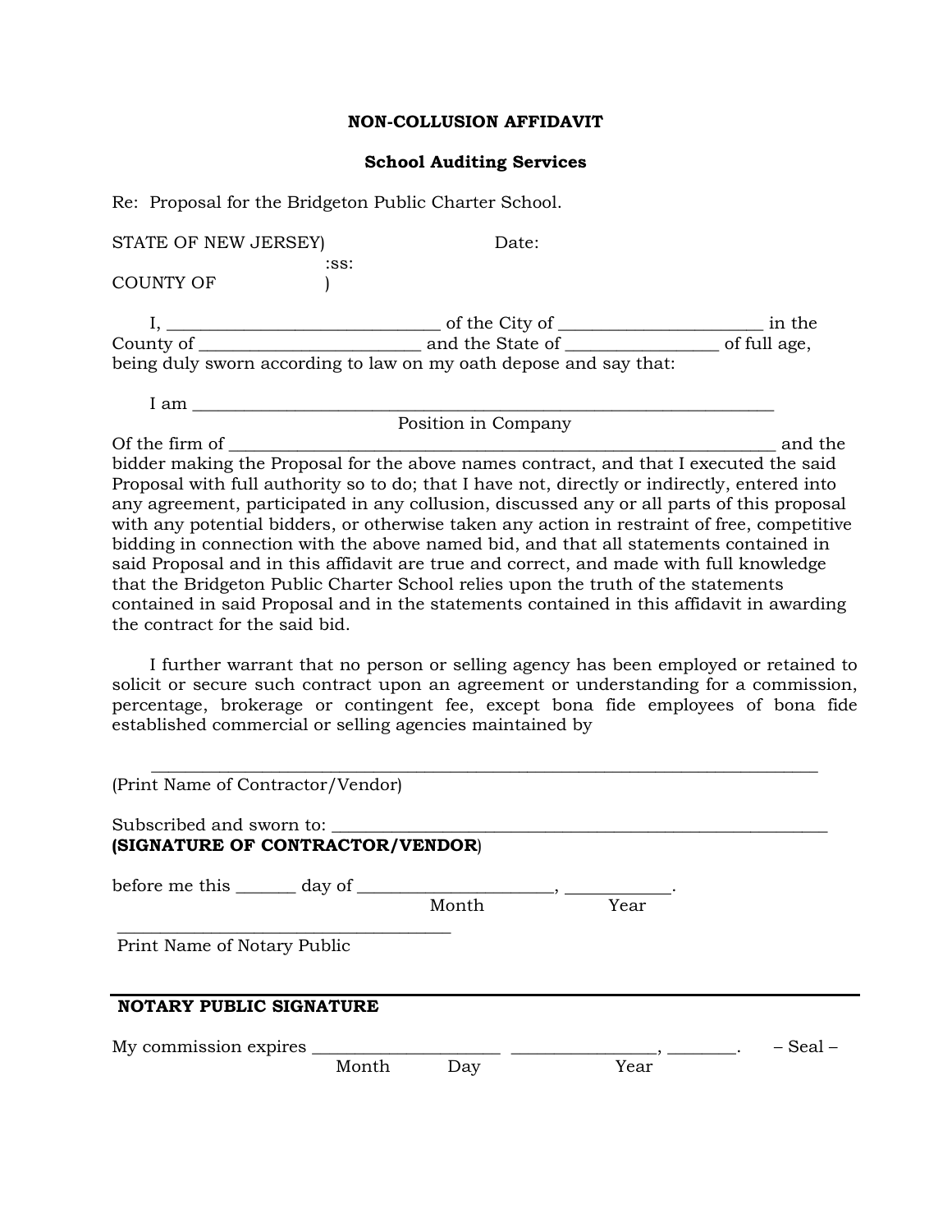**NON-COLLUSION AFFIDAVIT**

**School Auditing Services**

Re: Proposal for the Bridgeton Public Charter School.

STATE OF NEW JERSEY) Date:
:ss:
COUNTY OF )

I, ______________________________ of the City of _______________________ in the County of _________________________ and the State of _________________ of full age, being duly sworn according to law on my oath depose and say that:

I am ____________________________________________________________________
Position in Company
Of the firm of _________________________________________________________________ and the bidder making the Proposal for the above names contract, and that I executed the said Proposal with full authority so to do; that I have not, directly or indirectly, entered into any agreement, participated in any collusion, discussed any or all parts of this proposal with any potential bidders, or otherwise taken any action in restraint of free, competitive bidding in connection with the above named bid, and that all statements contained in said Proposal and in this affidavit are true and correct, and made with full knowledge that the Bridgeton Public Charter School relies upon the truth of the statements contained in said Proposal and in the statements contained in this affidavit in awarding the contract for the said bid.

I further warrant that no person or selling agency has been employed or retained to solicit or secure such contract upon an agreement or understanding for a commission, percentage, brokerage or contingent fee, except bona fide employees of bona fide established commercial or selling agencies maintained by

______________________________________________________________________________
(Print Name of Contractor/Vendor)

Subscribed and sworn to: ___________________________________________________________
**(SIGNATURE OF CONTRACTOR/VENDOR**)

before me this _______ day of ______________________, ____________.
Month Year

_______________________________________
Print Name of Notary Public

**NOTARY PUBLIC SIGNATURE**

My commission expires _____________________ ________________, ________. – Seal –
Month Day Year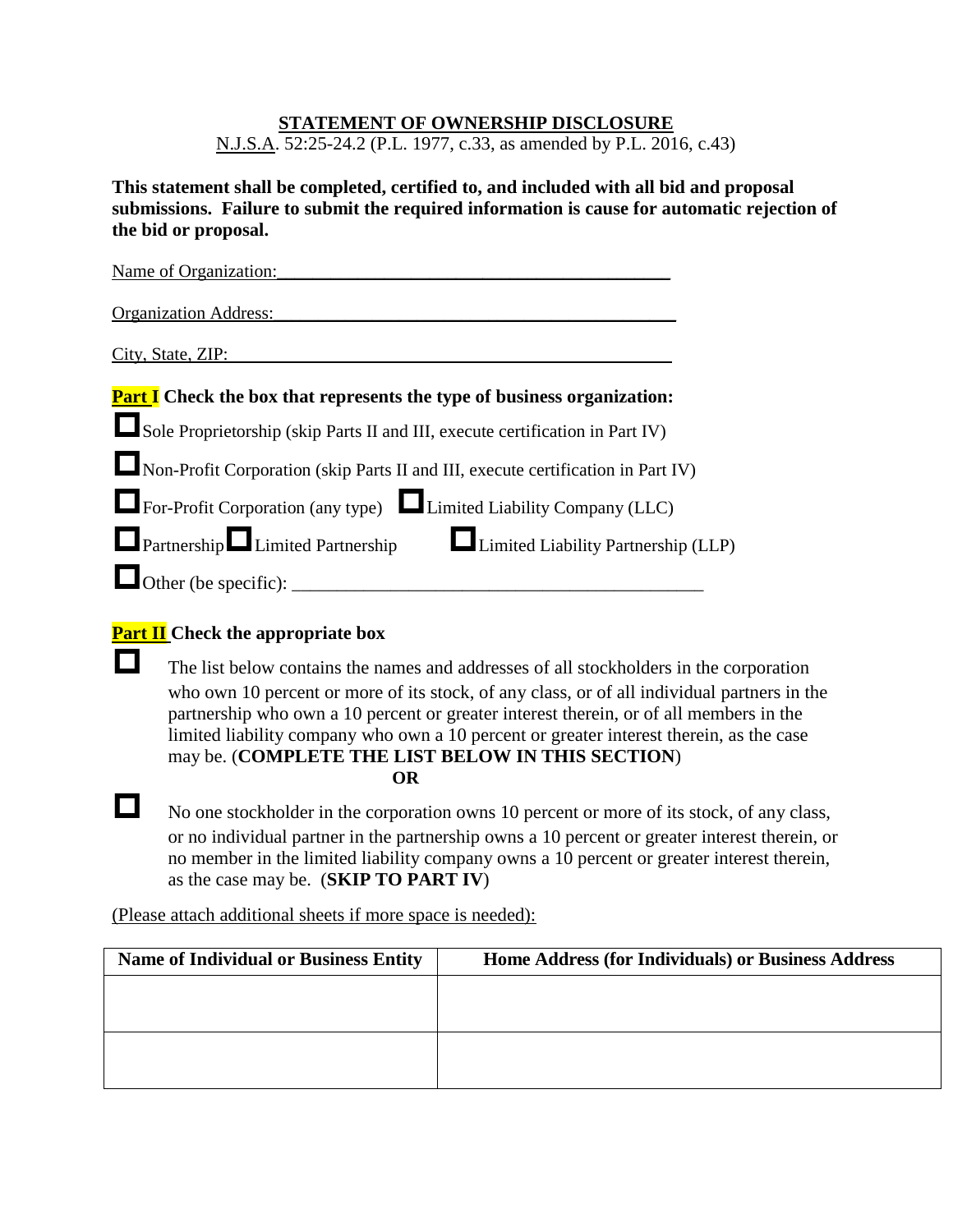# STATEMENT OF OWNERSHIP DISCLOSURE

N.J.S.A. 52:25-24.2 (P.L. 1977, c.33, as amended by P.L. 2016, c.43)

**This statement shall be completed, certified to, and included with all bid and proposal submissions. Failure to submit the required information is cause for automatic rejection of the bid or proposal.**

Name of Organization:_______________________________________________

Organization Address:_______________________________________________

City, State, ZIP:_______________________________________________

**Part I Check the box that represents the type of business organization:**

☐ Sole Proprietorship (skip Parts II and III, execute certification in Part IV)

☐ Non-Profit Corporation (skip Parts II and III, execute certification in Part IV)

☐ For-Profit Corporation (any type) ☐ Limited Liability Company (LLC)

☐ Partnership ☐ Limited Partnership ☐ Limited Liability Partnership (LLP)

☐ Other (be specific): _______________________________________________

**Part II Check the appropriate box**

☐ The list below contains the names and addresses of all stockholders in the corporation who own 10 percent or more of its stock, of any class, or of all individual partners in the partnership who own a 10 percent or greater interest therein, or of all members in the limited liability company who own a 10 percent or greater interest therein, as the case may be. (**COMPLETE THE LIST BELOW IN THIS SECTION**)

**OR**

☐ No one stockholder in the corporation owns 10 percent or more of its stock, of any class, or no individual partner in the partnership owns a 10 percent or greater interest therein, or no member in the limited liability company owns a 10 percent or greater interest therein, as the case may be. (**SKIP TO PART IV**)

(Please attach additional sheets if more space is needed):

| Name of Individual or Business Entity | Home Address (for Individuals) or Business Address |
|---|---|
| | |
| | |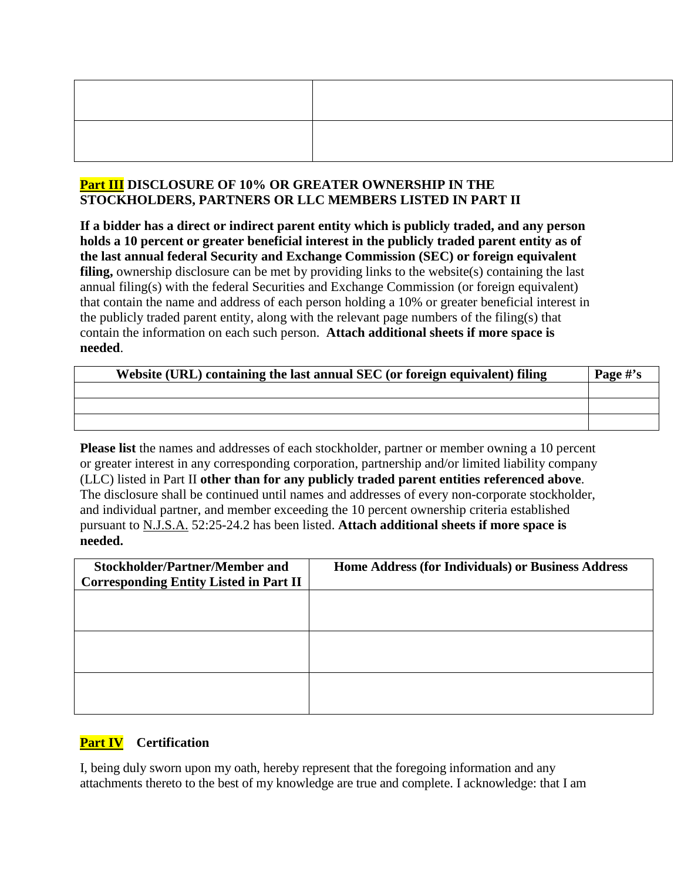| | |
|---|---|
| | |
| | |

**Part III DISCLOSURE OF 10% OR GREATER OWNERSHIP IN THE STOCKHOLDERS, PARTNERS OR LLC MEMBERS LISTED IN PART II**

**If a bidder has a direct or indirect parent entity which is publicly traded, and any person holds a 10 percent or greater beneficial interest in the publicly traded parent entity as of the last annual federal Security and Exchange Commission (SEC) or foreign equivalent filing,** ownership disclosure can be met by providing links to the website(s) containing the last annual filing(s) with the federal Securities and Exchange Commission (or foreign equivalent) that contain the name and address of each person holding a 10% or greater beneficial interest in the publicly traded parent entity, along with the relevant page numbers of the filing(s) that contain the information on each such person. **Attach additional sheets if more space is needed**.

| Website (URL) containing the last annual SEC (or foreign equivalent) filing | Page #'s |
|---|---|
| | |
| | |
| | |

**Please list** the names and addresses of each stockholder, partner or member owning a 10 percent or greater interest in any corresponding corporation, partnership and/or limited liability company (LLC) listed in Part II **other than for any publicly traded parent entities referenced above**. The disclosure shall be continued until names and addresses of every non-corporate stockholder, and individual partner, and member exceeding the 10 percent ownership criteria established pursuant to N.J.S.A. 52:25-24.2 has been listed. **Attach additional sheets if more space is needed.**

| Stockholder/Partner/Member and Corresponding Entity Listed in Part II | Home Address (for Individuals) or Business Address |
|---|---|
| | |
| | |
| | |

**Part IV Certification**

I, being duly sworn upon my oath, hereby represent that the foregoing information and any attachments thereto to the best of my knowledge are true and complete. I acknowledge: that I am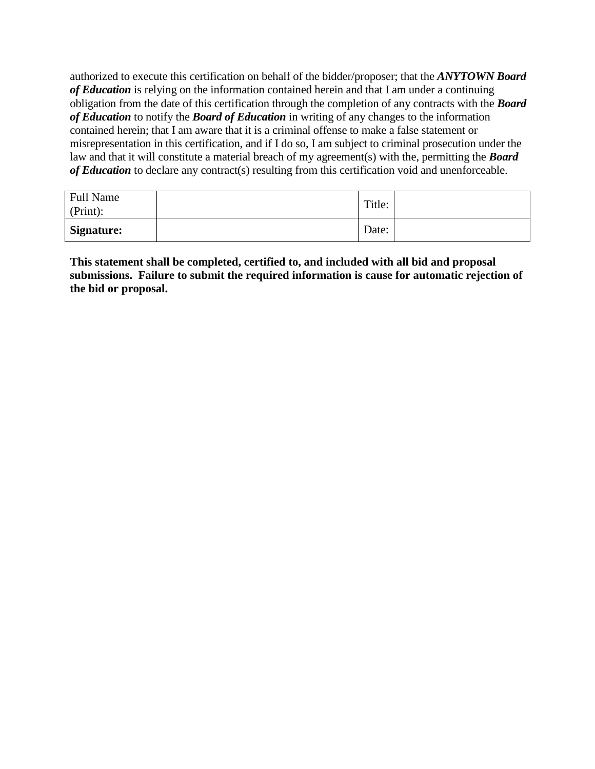authorized to execute this certification on behalf of the bidder/proposer; that the ***ANYTOWN Board of Education*** is relying on the information contained herein and that I am under a continuing obligation from the date of this certification through the completion of any contracts with the ***Board of Education*** to notify the ***Board of Education*** in writing of any changes to the information contained herein; that I am aware that it is a criminal offense to make a false statement or misrepresentation in this certification, and if I do so, I am subject to criminal prosecution under the law and that it will constitute a material breach of my agreement(s) with the, permitting the ***Board of Education*** to declare any contract(s) resulting from this certification void and unenforceable.

| Full Name (Print): | | Title: | |
|---|---|---|---|
| **Signature:** | | Date: | |

**This statement shall be completed, certified to, and included with all bid and proposal submissions. Failure to submit the required information is cause for automatic rejection of the bid or proposal.**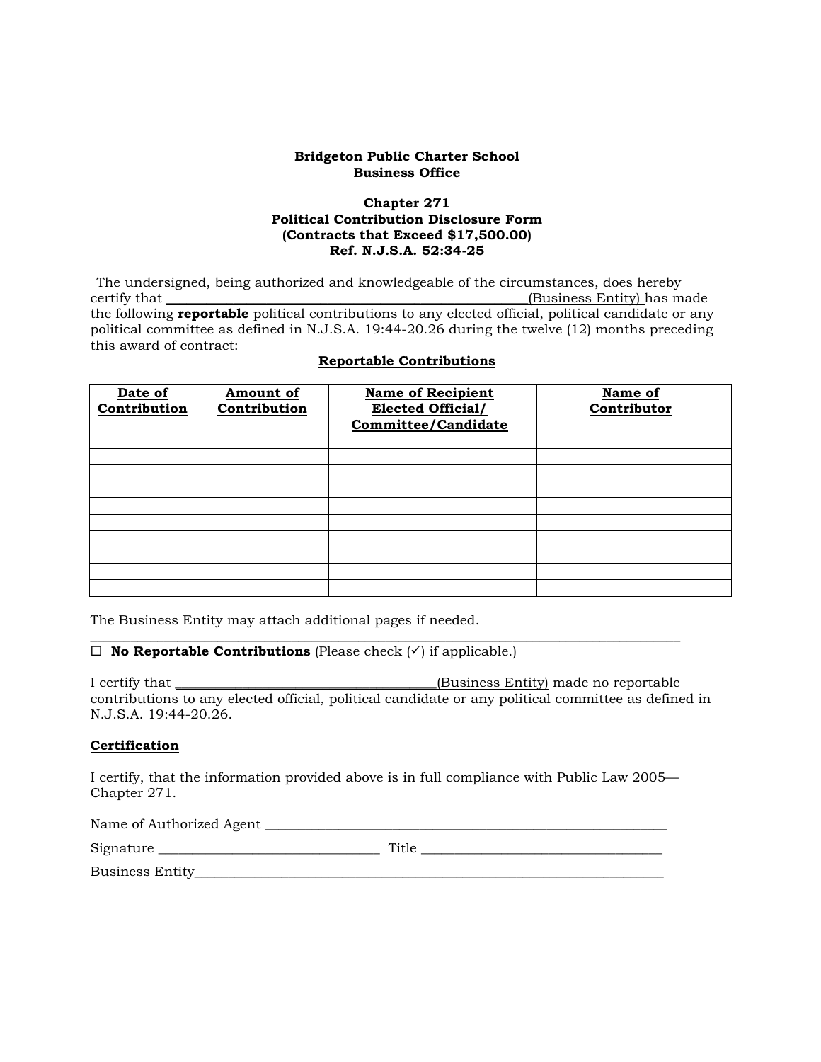**Bridgeton Public Charter School**
**Business Office**

**Chapter 271**
**Political Contribution Disclosure Form**
**(Contracts that Exceed $17,500.00)**
**Ref. N.J.S.A. 52:34-25**

The undersigned, being authorized and knowledgeable of the circumstances, does hereby certify that ______________________________________________(Business Entity) has made the following **reportable** political contributions to any elected official, political candidate or any political committee as defined in N.J.S.A. 19:44-20.26 during the twelve (12) months preceding this award of contract:

**Reportable Contributions**

| Date of Contribution | Amount of Contribution | Name of Recipient Elected Official/ Committee/Candidate | Name of Contributor |
|---|---|---|---|
| | | | |
| | | | |
| | | | |
| | | | |
| | | | |
| | | | |
| | | | |
| | | | |
| | | | |

The Business Entity may attach additional pages if needed.

---

☐ **No Reportable Contributions** (Please check (✓) if applicable.)

I certify that ___________________________________(Business Entity) made no reportable contributions to any elected official, political candidate or any political committee as defined in N.J.S.A. 19:44-20.26.

**Certification**

I certify, that the information provided above is in full compliance with Public Law 2005—Chapter 271.

Name of Authorized Agent ________________________________________________________

Signature _____________________________ Title ________________________________

Business Entity__________________________________________________________________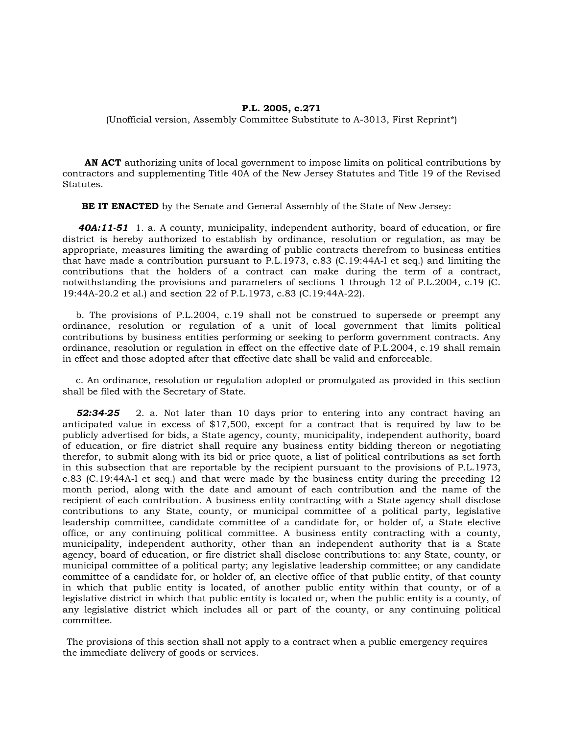**P.L. 2005, c.271**

(Unofficial version, Assembly Committee Substitute to A-3013, First Reprint*)

**AN ACT** authorizing units of local government to impose limits on political contributions by contractors and supplementing Title 40A of the New Jersey Statutes and Title 19 of the Revised Statutes.

**BE IT ENACTED** by the Senate and General Assembly of the State of New Jersey:

***40A:11-51*** 1. a. A county, municipality, independent authority, board of education, or fire district is hereby authorized to establish by ordinance, resolution or regulation, as may be appropriate, measures limiting the awarding of public contracts therefrom to business entities that have made a contribution pursuant to P.L.1973, c.83 (C.19:44A-l et seq.) and limiting the contributions that the holders of a contract can make during the term of a contract, notwithstanding the provisions and parameters of sections 1 through 12 of P.L.2004, c.19 (C. 19:44A-20.2 et al.) and section 22 of P.L.1973, c.83 (C.19:44A-22).

b. The provisions of P.L.2004, c.19 shall not be construed to supersede or preempt any ordinance, resolution or regulation of a unit of local government that limits political contributions by business entities performing or seeking to perform government contracts. Any ordinance, resolution or regulation in effect on the effective date of P.L.2004, c.19 shall remain in effect and those adopted after that effective date shall be valid and enforceable.

c. An ordinance, resolution or regulation adopted or promulgated as provided in this section shall be filed with the Secretary of State.

***52:34-25*** 2. a. Not later than 10 days prior to entering into any contract having an anticipated value in excess of $17,500, except for a contract that is required by law to be publicly advertised for bids, a State agency, county, municipality, independent authority, board of education, or fire district shall require any business entity bidding thereon or negotiating therefor, to submit along with its bid or price quote, a list of political contributions as set forth in this subsection that are reportable by the recipient pursuant to the provisions of P.L.1973, c.83 (C.19:44A-l et seq.) and that were made by the business entity during the preceding 12 month period, along with the date and amount of each contribution and the name of the recipient of each contribution. A business entity contracting with a State agency shall disclose contributions to any State, county, or municipal committee of a political party, legislative leadership committee, candidate committee of a candidate for, or holder of, a State elective office, or any continuing political committee. A business entity contracting with a county, municipality, independent authority, other than an independent authority that is a State agency, board of education, or fire district shall disclose contributions to: any State, county, or municipal committee of a political party; any legislative leadership committee; or any candidate committee of a candidate for, or holder of, an elective office of that public entity, of that county in which that public entity is located, of another public entity within that county, or of a legislative district in which that public entity is located or, when the public entity is a county, of any legislative district which includes all or part of the county, or any continuing political committee.

The provisions of this section shall not apply to a contract when a public emergency requires the immediate delivery of goods or services.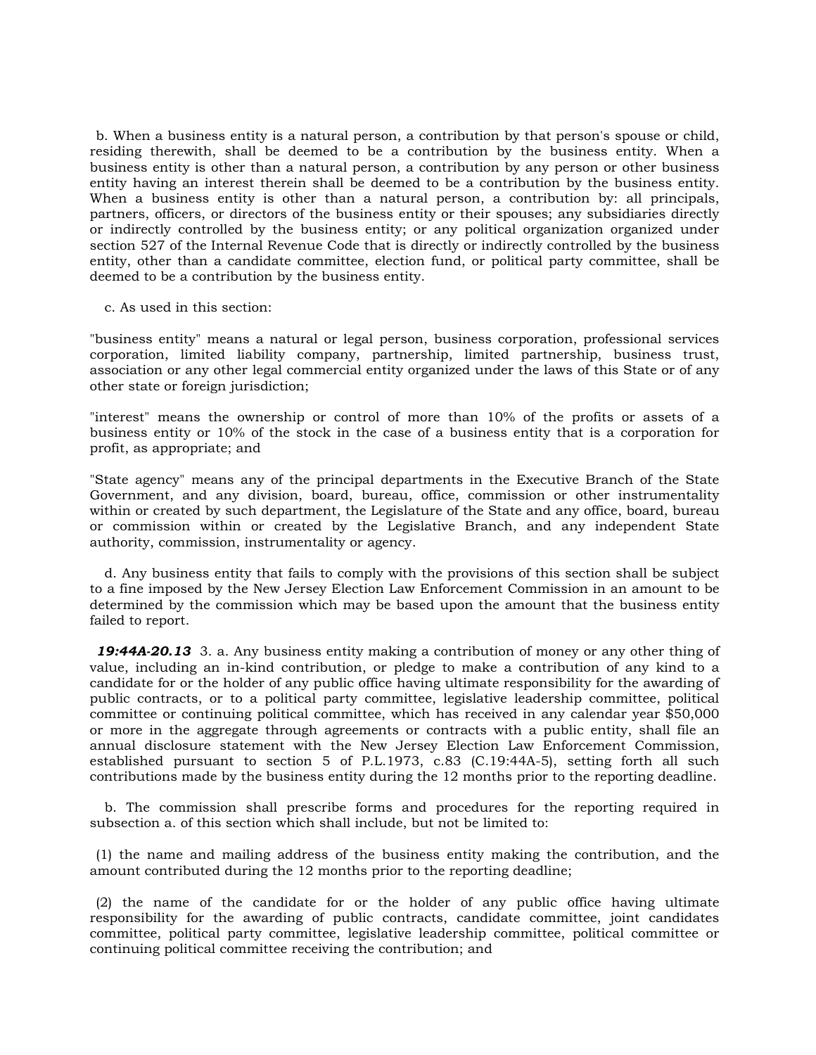b. When a business entity is a natural person, a contribution by that person's spouse or child, residing therewith, shall be deemed to be a contribution by the business entity. When a business entity is other than a natural person, a contribution by any person or other business entity having an interest therein shall be deemed to be a contribution by the business entity. When a business entity is other than a natural person, a contribution by: all principals, partners, officers, or directors of the business entity or their spouses; any subsidiaries directly or indirectly controlled by the business entity; or any political organization organized under section 527 of the Internal Revenue Code that is directly or indirectly controlled by the business entity, other than a candidate committee, election fund, or political party committee, shall be deemed to be a contribution by the business entity.

c. As used in this section:

"business entity" means a natural or legal person, business corporation, professional services corporation, limited liability company, partnership, limited partnership, business trust, association or any other legal commercial entity organized under the laws of this State or of any other state or foreign jurisdiction;

"interest" means the ownership or control of more than 10% of the profits or assets of a business entity or 10% of the stock in the case of a business entity that is a corporation for profit, as appropriate; and

"State agency" means any of the principal departments in the Executive Branch of the State Government, and any division, board, bureau, office, commission or other instrumentality within or created by such department, the Legislature of the State and any office, board, bureau or commission within or created by the Legislative Branch, and any independent State authority, commission, instrumentality or agency.

d. Any business entity that fails to comply with the provisions of this section shall be subject to a fine imposed by the New Jersey Election Law Enforcement Commission in an amount to be determined by the commission which may be based upon the amount that the business entity failed to report.

***19:44A-20.13*** 3. a. Any business entity making a contribution of money or any other thing of value, including an in-kind contribution, or pledge to make a contribution of any kind to a candidate for or the holder of any public office having ultimate responsibility for the awarding of public contracts, or to a political party committee, legislative leadership committee, political committee or continuing political committee, which has received in any calendar year $50,000 or more in the aggregate through agreements or contracts with a public entity, shall file an annual disclosure statement with the New Jersey Election Law Enforcement Commission, established pursuant to section 5 of P.L.1973, c.83 (C.19:44A-5), setting forth all such contributions made by the business entity during the 12 months prior to the reporting deadline.

b. The commission shall prescribe forms and procedures for the reporting required in subsection a. of this section which shall include, but not be limited to:

(1) the name and mailing address of the business entity making the contribution, and the amount contributed during the 12 months prior to the reporting deadline;

(2) the name of the candidate for or the holder of any public office having ultimate responsibility for the awarding of public contracts, candidate committee, joint candidates committee, political party committee, legislative leadership committee, political committee or continuing political committee receiving the contribution; and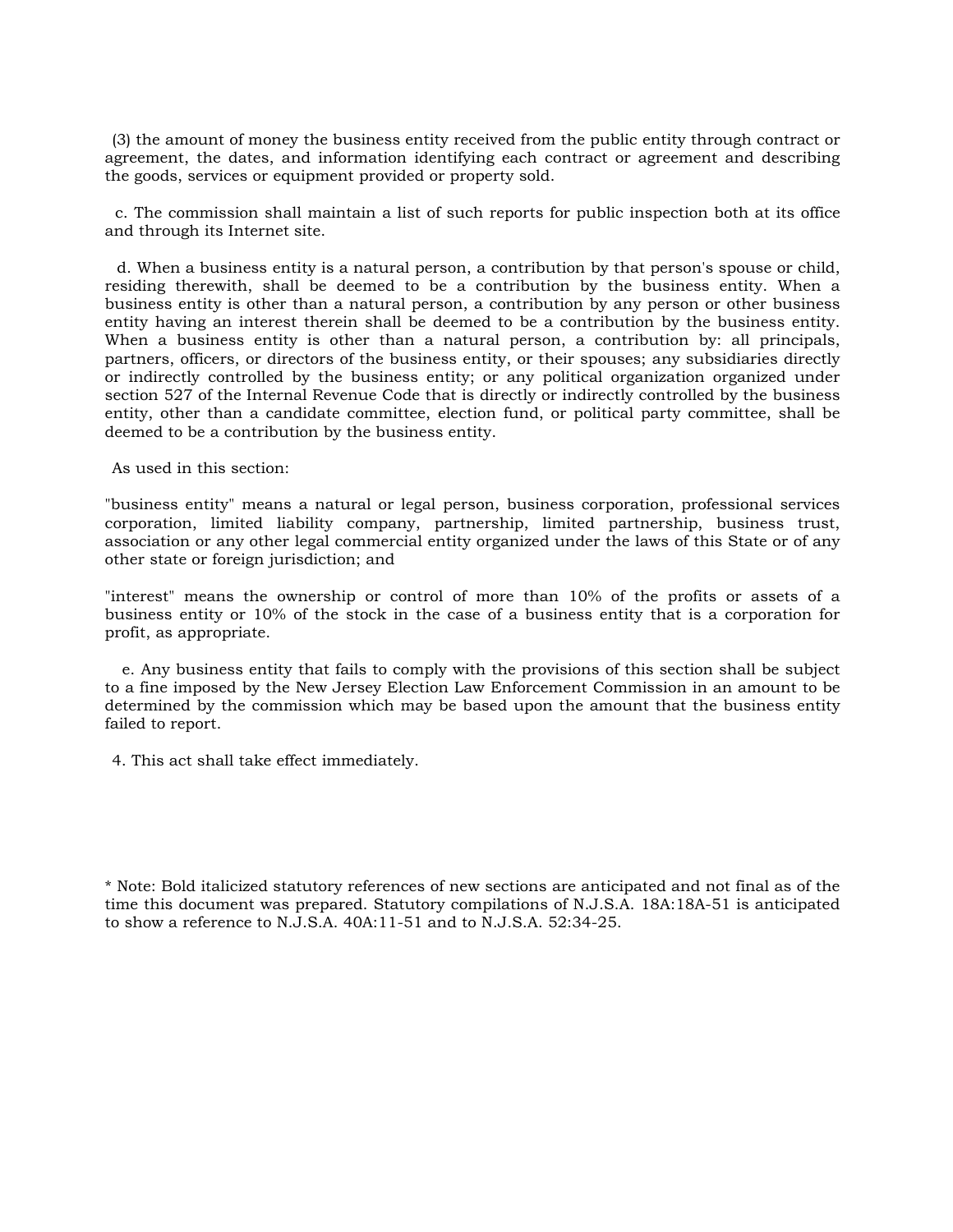(3) the amount of money the business entity received from the public entity through contract or agreement, the dates, and information identifying each contract or agreement and describing the goods, services or equipment provided or property sold.

c. The commission shall maintain a list of such reports for public inspection both at its office and through its Internet site.

d. When a business entity is a natural person, a contribution by that person's spouse or child, residing therewith, shall be deemed to be a contribution by the business entity. When a business entity is other than a natural person, a contribution by any person or other business entity having an interest therein shall be deemed to be a contribution by the business entity. When a business entity is other than a natural person, a contribution by: all principals, partners, officers, or directors of the business entity, or their spouses; any subsidiaries directly or indirectly controlled by the business entity; or any political organization organized under section 527 of the Internal Revenue Code that is directly or indirectly controlled by the business entity, other than a candidate committee, election fund, or political party committee, shall be deemed to be a contribution by the business entity.

As used in this section:

"business entity" means a natural or legal person, business corporation, professional services corporation, limited liability company, partnership, limited partnership, business trust, association or any other legal commercial entity organized under the laws of this State or of any other state or foreign jurisdiction; and

"interest" means the ownership or control of more than 10% of the profits or assets of a business entity or 10% of the stock in the case of a business entity that is a corporation for profit, as appropriate.

e. Any business entity that fails to comply with the provisions of this section shall be subject to a fine imposed by the New Jersey Election Law Enforcement Commission in an amount to be determined by the commission which may be based upon the amount that the business entity failed to report.

4. This act shall take effect immediately.

\* Note: Bold italicized statutory references of new sections are anticipated and not final as of the time this document was prepared. Statutory compilations of N.J.S.A. 18A:18A-51 is anticipated to show a reference to N.J.S.A. 40A:11-51 and to N.J.S.A. 52:34-25.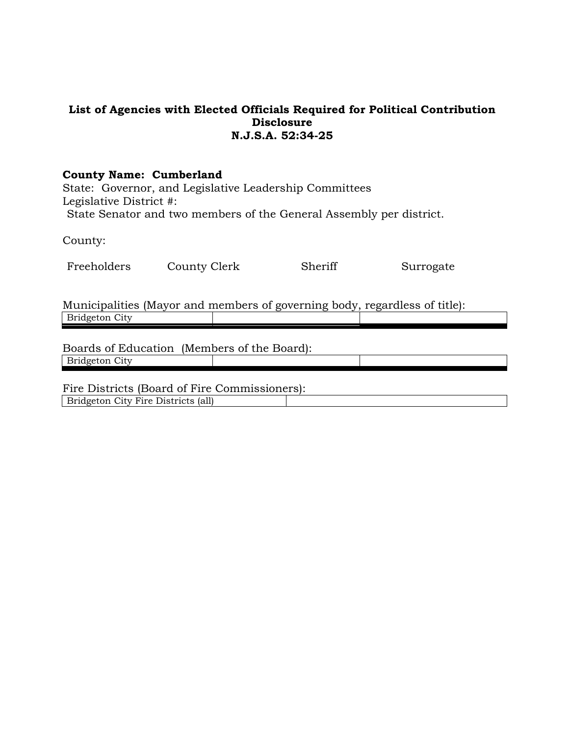**List of Agencies with Elected Officials Required for Political Contribution Disclosure**
**N.J.S.A. 52:34-25**

**County Name: Cumberland**
State: Governor, and Legislative Leadership Committees
Legislative District #:
State Senator and two members of the General Assembly per district.

County:

Freeholders  County Clerk  Sheriff  Surrogate

Municipalities (Mayor and members of governing body, regardless of title):

| Bridgeton City | | |
|---|---|---|

Boards of Education (Members of the Board):

| Bridgeton City | | |
|---|---|---|

Fire Districts (Board of Fire Commissioners):

| Bridgeton City Fire Districts (all) | |
|---|---|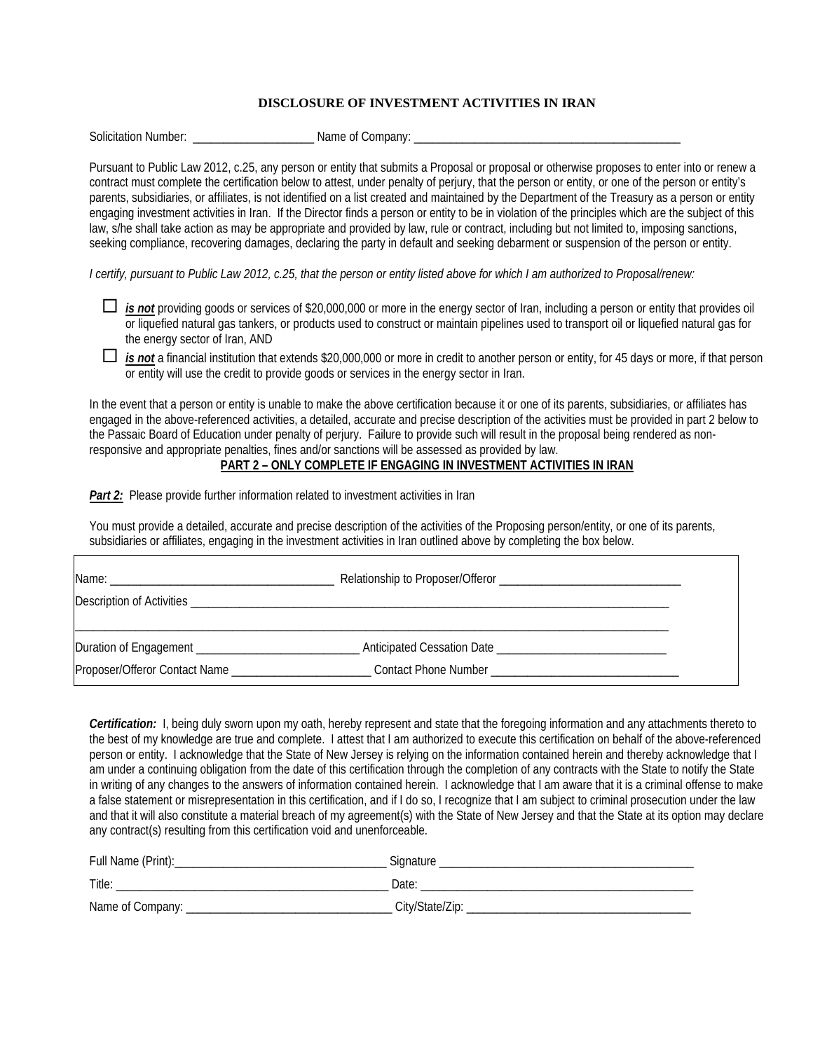## DISCLOSURE OF INVESTMENT ACTIVITIES IN IRAN

Solicitation Number: ____________________ Name of Company: _____________________________________________

Pursuant to Public Law 2012, c.25, any person or entity that submits a Proposal or proposal or otherwise proposes to enter into or renew a contract must complete the certification below to attest, under penalty of perjury, that the person or entity, or one of the person or entity's parents, subsidiaries, or affiliates, is not identified on a list created and maintained by the Department of the Treasury as a person or entity engaging investment activities in Iran. If the Director finds a person or entity to be in violation of the principles which are the subject of this law, s/he shall take action as may be appropriate and provided by law, rule or contract, including but not limited to, imposing sanctions, seeking compliance, recovering damages, declaring the party in default and seeking debarment or suspension of the person or entity.

*I certify, pursuant to Public Law 2012, c.25, that the person or entity listed above for which I am authorized to Proposal/renew:*

- ☐ ***is not*** providing goods or services of $20,000,000 or more in the energy sector of Iran, including a person or entity that provides oil or liquefied natural gas tankers, or products used to construct or maintain pipelines used to transport oil or liquefied natural gas for the energy sector of Iran, AND
- ☐ ***is not*** a financial institution that extends $20,000,000 or more in credit to another person or entity, for 45 days or more, if that person or entity will use the credit to provide goods or services in the energy sector in Iran.

In the event that a person or entity is unable to make the above certification because it or one of its parents, subsidiaries, or affiliates has engaged in the above-referenced activities, a detailed, accurate and precise description of the activities must be provided in part 2 below to the Passaic Board of Education under penalty of perjury. Failure to provide such will result in the proposal being rendered as non-responsive and appropriate penalties, fines and/or sanctions will be assessed as provided by law.

**PART 2 – ONLY COMPLETE IF ENGAGING IN INVESTMENT ACTIVITIES IN IRAN**

***Part 2:*** Please provide further information related to investment activities in Iran

You must provide a detailed, accurate and precise description of the activities of the Proposing person/entity, or one of its parents, subsidiaries or affiliates, engaging in the investment activities in Iran outlined above by completing the box below.

Name: _____________________________________ Relationship to Proposer/Offeror ______________________________

Description of Activities ___________________________________________________________________________________

_____________________________________________________________________________________________________

Duration of Engagement __________________________ Anticipated Cessation Date ____________________________

Proposer/Offeror Contact Name ______________________ Contact Phone Number ______________________________

***Certification:*** I, being duly sworn upon my oath, hereby represent and state that the foregoing information and any attachments thereto to the best of my knowledge are true and complete. I attest that I am authorized to execute this certification on behalf of the above-referenced person or entity. I acknowledge that the State of New Jersey is relying on the information contained herein and thereby acknowledge that I am under a continuing obligation from the date of this certification through the completion of any contracts with the State to notify the State in writing of any changes to the answers of information contained herein. I acknowledge that I am aware that it is a criminal offense to make a false statement or misrepresentation in this certification, and if I do so, I recognize that I am subject to criminal prosecution under the law and that it will also constitute a material breach of my agreement(s) with the State of New Jersey and that the State at its option may declare any contract(s) resulting from this certification void and unenforceable.

Full Name (Print):__________________________________ Signature __________________________________________

Title: ______________________________________________ Date: _____________________________________________

Name of Company: _________________________________ City/State/Zip: ____________________________________